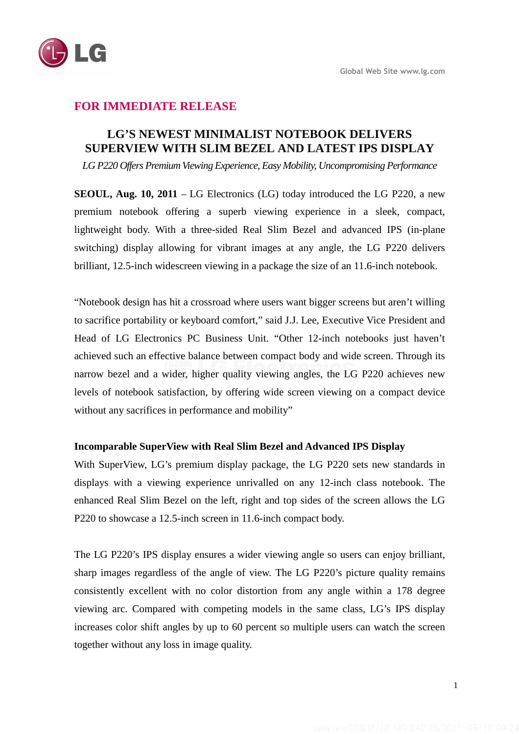**FOR IMMEDIATE RELEASE**

# LG'S NEWEST MINIMALIST NOTEBOOK DELIVERS SUPERVIEW WITH SLIM BEZEL AND LATEST IPS DISPLAY

*LG P220 Offers Premium Viewing Experience, Easy Mobility, Uncompromising Performance*

**SEOUL, Aug. 10, 2011** – LG Electronics (LG) today introduced the LG P220, a new premium notebook offering a superb viewing experience in a sleek, compact, lightweight body. With a three-sided Real Slim Bezel and advanced IPS (in-plane switching) display allowing for vibrant images at any angle, the LG P220 delivers brilliant, 12.5-inch widescreen viewing in a package the size of an 11.6-inch notebook.

"Notebook design has hit a crossroad where users want bigger screens but aren't willing to sacrifice portability or keyboard comfort," said J.J. Lee, Executive Vice President and Head of LG Electronics PC Business Unit. "Other 12-inch notebooks just haven't achieved such an effective balance between compact body and wide screen. Through its narrow bezel and a wider, higher quality viewing angles, the LG P220 achieves new levels of notebook satisfaction, by offering wide screen viewing on a compact device without any sacrifices in performance and mobility"

**Incomparable SuperView with Real Slim Bezel and Advanced IPS Display**

With SuperView, LG's premium display package, the LG P220 sets new standards in displays with a viewing experience unrivalled on any 12-inch class notebook. The enhanced Real Slim Bezel on the left, right and top sides of the screen allows the LG P220 to showcase a 12.5-inch screen in 11.6-inch compact body.

The LG P220's IPS display ensures a wider viewing angle so users can enjoy brilliant, sharp images regardless of the angle of view. The LG P220's picture quality remains consistently excellent with no color distortion from any angle within a 178 degree viewing arc. Compared with competing models in the same class, LG's IPS display increases color shift angles by up to 60 percent so multiple users can watch the screen together without any loss in image quality.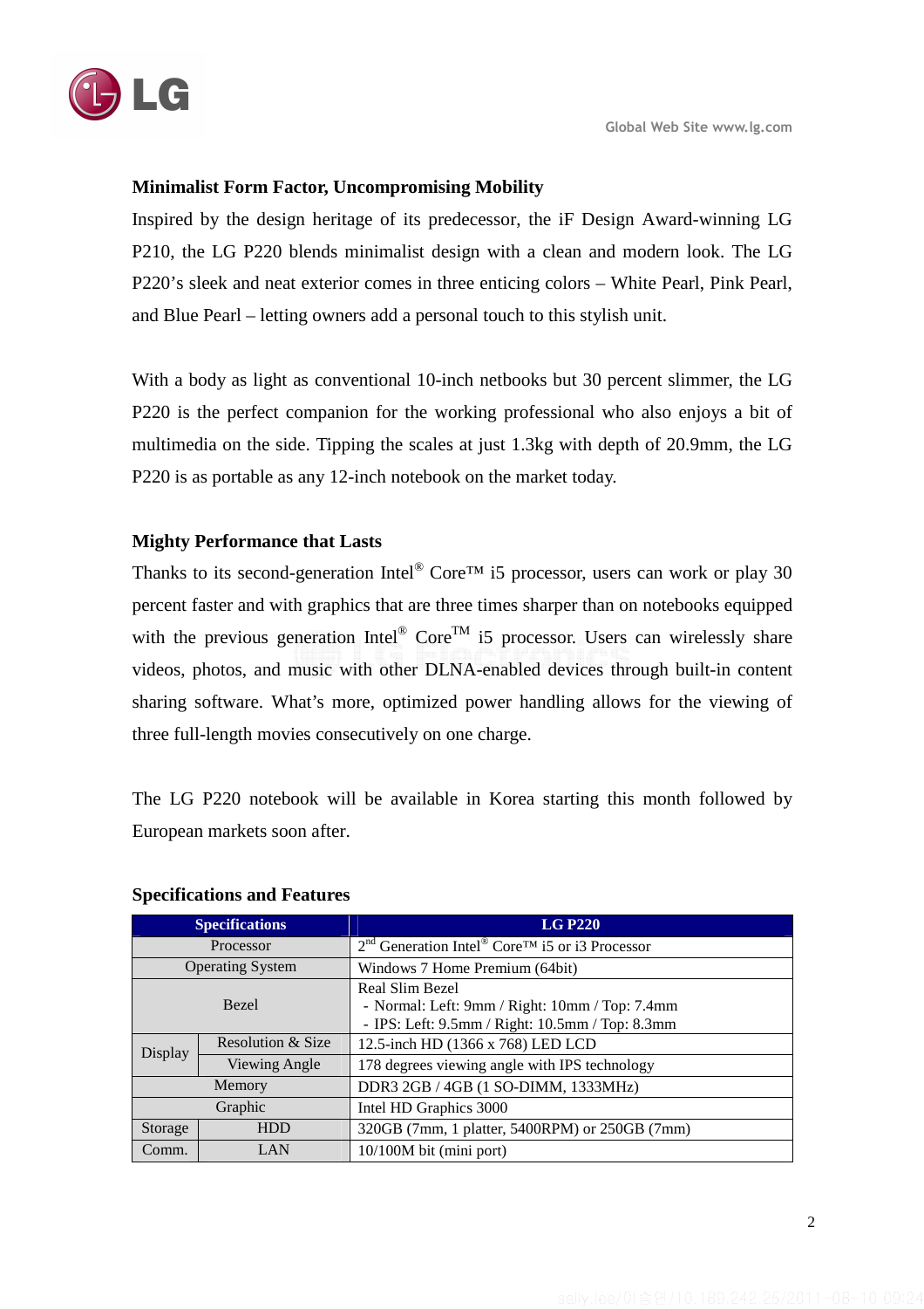## Minimalist Form Factor, Uncompromising Mobility

Inspired by the design heritage of its predecessor, the iF Design Award-winning LG P210, the LG P220 blends minimalist design with a clean and modern look. The LG P220's sleek and neat exterior comes in three enticing colors – White Pearl, Pink Pearl, and Blue Pearl – letting owners add a personal touch to this stylish unit.

With a body as light as conventional 10-inch netbooks but 30 percent slimmer, the LG P220 is the perfect companion for the working professional who also enjoys a bit of multimedia on the side. Tipping the scales at just 1.3kg with depth of 20.9mm, the LG P220 is as portable as any 12-inch notebook on the market today.

## Mighty Performance that Lasts

Thanks to its second-generation Intel® Core™ i5 processor, users can work or play 30 percent faster and with graphics that are three times sharper than on notebooks equipped with the previous generation Intel® Core™ i5 processor. Users can wirelessly share videos, photos, and music with other DLNA-enabled devices through built-in content sharing software. What's more, optimized power handling allows for the viewing of three full-length movies consecutively on one charge.

The LG P220 notebook will be available in Korea starting this month followed by European markets soon after.

## Specifications and Features

| Specifications | | LG P220 |
|---|---|---|
| Processor | | 2nd Generation Intel® Core™ i5 or i3 Processor |
| Operating System | | Windows 7 Home Premium (64bit) |
| Bezel | | Real Slim Bezel<br>- Normal: Left: 9mm / Right: 10mm / Top: 7.4mm<br>- IPS: Left: 9.5mm / Right: 10.5mm / Top: 8.3mm |
| Display | Resolution & Size | 12.5-inch HD (1366 x 768) LED LCD |
| | Viewing Angle | 178 degrees viewing angle with IPS technology |
| Memory | | DDR3 2GB / 4GB (1 SO-DIMM, 1333MHz) |
| Graphic | | Intel HD Graphics 3000 |
| Storage | HDD | 320GB (7mm, 1 platter, 5400RPM) or 250GB (7mm) |
| Comm. | LAN | 10/100M bit (mini port) |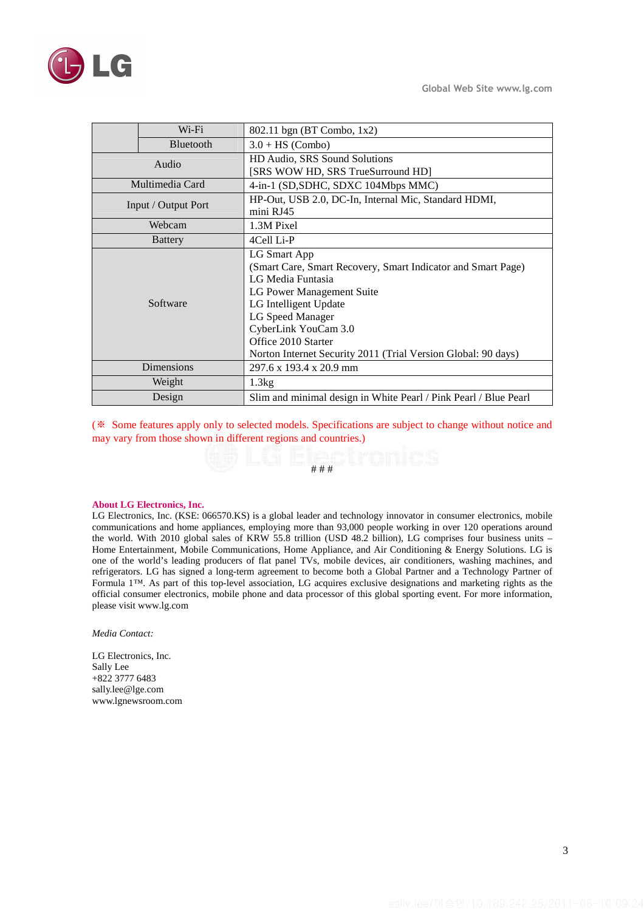| | | |
|---|---|---|
| | Wi-Fi | 802.11 bgn (BT Combo, 1x2) |
| | Bluetooth | 3.0 + HS (Combo) |
| Audio | | HD Audio, SRS Sound Solutions<br>[SRS WOW HD, SRS TrueSurround HD] |
| Multimedia Card | | 4-in-1 (SD,SDHC, SDXC 104Mbps MMC) |
| Input / Output Port | | HP-Out, USB 2.0, DC-In, Internal Mic, Standard HDMI, mini RJ45 |
| Webcam | | 1.3M Pixel |
| Battery | | 4Cell Li-P |
| Software | | LG Smart App<br>(Smart Care, Smart Recovery, Smart Indicator and Smart Page)<br>LG Media Funtasia<br>LG Power Management Suite<br>LG Intelligent Update<br>LG Speed Manager<br>CyberLink YouCam 3.0<br>Office 2010 Starter<br>Norton Internet Security 2011 (Trial Version Global: 90 days) |
| Dimensions | | 297.6 x 193.4 x 20.9 mm |
| Weight | | 1.3kg |
| Design | | Slim and minimal design in White Pearl / Pink Pearl / Blue Pearl |

(※ Some features apply only to selected models. Specifications are subject to change without notice and may vary from those shown in different regions and countries.)

# # #

**About LG Electronics, Inc.**

LG Electronics, Inc. (KSE: 066570.KS) is a global leader and technology innovator in consumer electronics, mobile communications and home appliances, employing more than 93,000 people working in over 120 operations around the world. With 2010 global sales of KRW 55.8 trillion (USD 48.2 billion), LG comprises four business units – Home Entertainment, Mobile Communications, Home Appliance, and Air Conditioning & Energy Solutions. LG is one of the world's leading producers of flat panel TVs, mobile devices, air conditioners, washing machines, and refrigerators. LG has signed a long-term agreement to become both a Global Partner and a Technology Partner of Formula 1™. As part of this top-level association, LG acquires exclusive designations and marketing rights as the official consumer electronics, mobile phone and data processor of this global sporting event. For more information, please visit www.lg.com

*Media Contact:*

LG Electronics, Inc.
Sally Lee
+822 3777 6483
sally.lee@lge.com
www.lgnewsroom.com